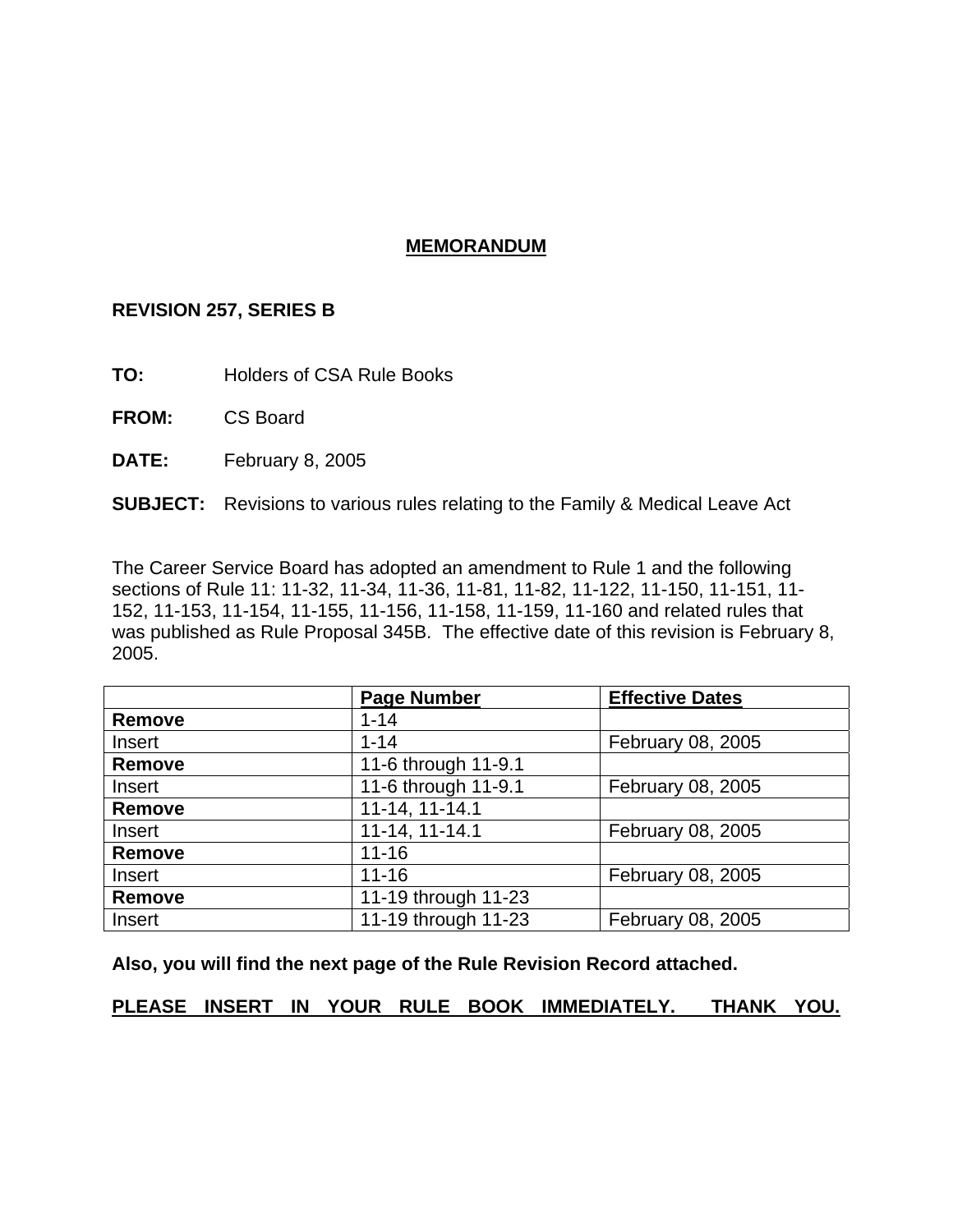# MEMORANDUM

**REVISION 257, SERIES B**

**TO:** Holders of CSA Rule Books

**FROM:** CS Board

**DATE:** February 8, 2005

**SUBJECT:** Revisions to various rules relating to the Family & Medical Leave Act

The Career Service Board has adopted an amendment to Rule 1 and the following sections of Rule 11: 11-32, 11-34, 11-36, 11-81, 11-82, 11-122, 11-150, 11-151, 11-152, 11-153, 11-154, 11-155, 11-156, 11-158, 11-159, 11-160 and related rules that was published as Rule Proposal 345B. The effective date of this revision is February 8, 2005.

| | Page Number | Effective Dates |
|---|---|---|
| **Remove** | 1-14 | |
| Insert | 1-14 | February 08, 2005 |
| **Remove** | 11-6 through 11-9.1 | |
| Insert | 11-6 through 11-9.1 | February 08, 2005 |
| **Remove** | 11-14, 11-14.1 | |
| Insert | 11-14, 11-14.1 | February 08, 2005 |
| **Remove** | 11-16 | |
| Insert | 11-16 | February 08, 2005 |
| **Remove** | 11-19 through 11-23 | |
| Insert | 11-19 through 11-23 | February 08, 2005 |

**Also, you will find the next page of the Rule Revision Record attached.**

**PLEASE INSERT IN YOUR RULE BOOK IMMEDIATELY. THANK YOU.**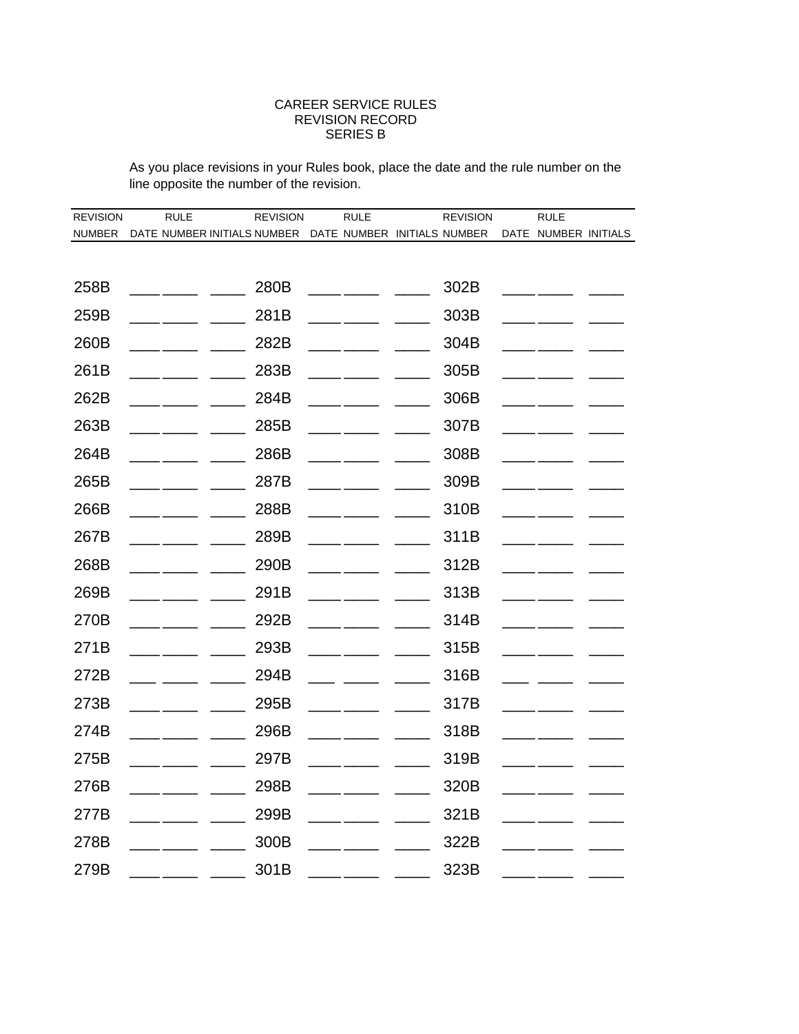# CAREER SERVICE RULES
## REVISION RECORD
## SERIES B

As you place revisions in your Rules book, place the date and the rule number on the line opposite the number of the revision.

| REVISION NUMBER | DATE | RULE NUMBER | INITIALS | REVISION NUMBER | DATE | RULE NUMBER | INITIALS | REVISION NUMBER | DATE | RULE NUMBER | INITIALS |
|---|---|---|---|---|---|---|---|---|---|---|---|
| 258B | ___ | ____ | ____ | 280B | ___ | ____ | ____ | 302B | ___ | ____ | ____ |
| 259B | ___ | ____ | ____ | 281B | ___ | ____ | ____ | 303B | ___ | ____ | ____ |
| 260B | ___ | ____ | ____ | 282B | ___ | ____ | ____ | 304B | ___ | ____ | ____ |
| 261B | ___ | ____ | ____ | 283B | ___ | ____ | ____ | 305B | ___ | ____ | ____ |
| 262B | ___ | ____ | ____ | 284B | ___ | ____ | ____ | 306B | ___ | ____ | ____ |
| 263B | ___ | ____ | ____ | 285B | ___ | ____ | ____ | 307B | ___ | ____ | ____ |
| 264B | ___ | ____ | ____ | 286B | ___ | ____ | ____ | 308B | ___ | ____ | ____ |
| 265B | ___ | ____ | ____ | 287B | ___ | ____ | ____ | 309B | ___ | ____ | ____ |
| 266B | ___ | ____ | ____ | 288B | ___ | ____ | ____ | 310B | ___ | ____ | ____ |
| 267B | ___ | ____ | ____ | 289B | ___ | ____ | ____ | 311B | ___ | ____ | ____ |
| 268B | ___ | ____ | ____ | 290B | ___ | ____ | ____ | 312B | ___ | ____ | ____ |
| 269B | ___ | ____ | ____ | 291B | ___ | ____ | ____ | 313B | ___ | ____ | ____ |
| 270B | ___ | ____ | ____ | 292B | ___ | ____ | ____ | 314B | ___ | ____ | ____ |
| 271B | ___ | ____ | ____ | 293B | ___ | ____ | ____ | 315B | ___ | ____ | ____ |
| 272B | ___ | ____ | ____ | 294B | ___ | ____ | ____ | 316B | ___ | ____ | ____ |
| 273B | ___ | ____ | ____ | 295B | ___ | ____ | ____ | 317B | ___ | ____ | ____ |
| 274B | ___ | ____ | ____ | 296B | ___ | ____ | ____ | 318B | ___ | ____ | ____ |
| 275B | ___ | ____ | ____ | 297B | ___ | ____ | ____ | 319B | ___ | ____ | ____ |
| 276B | ___ | ____ | ____ | 298B | ___ | ____ | ____ | 320B | ___ | ____ | ____ |
| 277B | ___ | ____ | ____ | 299B | ___ | ____ | ____ | 321B | ___ | ____ | ____ |
| 278B | ___ | ____ | ____ | 300B | ___ | ____ | ____ | 322B | ___ | ____ | ____ |
| 279B | ___ | ____ | ____ | 301B | ___ | ____ | ____ | 323B | ___ | ____ | ____ |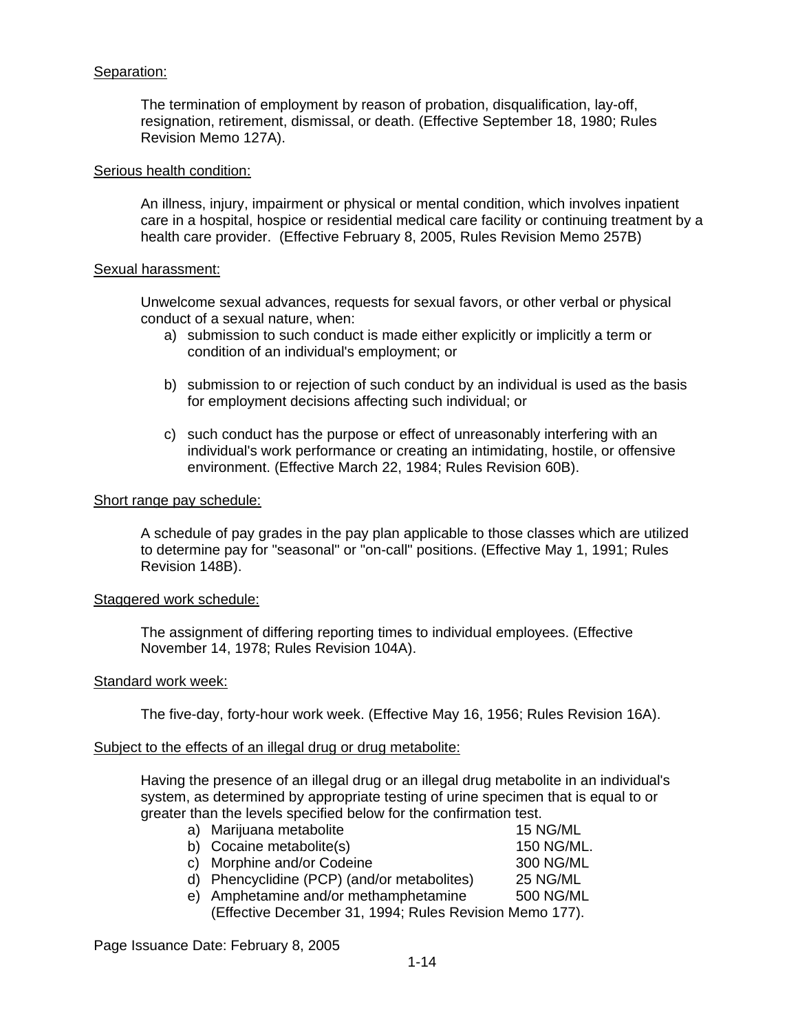Separation:

The termination of employment by reason of probation, disqualification, lay-off, resignation, retirement, dismissal, or death. (Effective September 18, 1980; Rules Revision Memo 127A).

Serious health condition:

An illness, injury, impairment or physical or mental condition, which involves inpatient care in a hospital, hospice or residential medical care facility or continuing treatment by a health care provider. (Effective February 8, 2005, Rules Revision Memo 257B)

Sexual harassment:

Unwelcome sexual advances, requests for sexual favors, or other verbal or physical conduct of a sexual nature, when:

a) submission to such conduct is made either explicitly or implicitly a term or condition of an individual's employment; or

b) submission to or rejection of such conduct by an individual is used as the basis for employment decisions affecting such individual; or

c) such conduct has the purpose or effect of unreasonably interfering with an individual's work performance or creating an intimidating, hostile, or offensive environment. (Effective March 22, 1984; Rules Revision 60B).

Short range pay schedule:

A schedule of pay grades in the pay plan applicable to those classes which are utilized to determine pay for "seasonal" or "on-call" positions. (Effective May 1, 1991; Rules Revision 148B).

Staggered work schedule:

The assignment of differing reporting times to individual employees. (Effective November 14, 1978; Rules Revision 104A).

Standard work week:

The five-day, forty-hour work week. (Effective May 16, 1956; Rules Revision 16A).

Subject to the effects of an illegal drug or drug metabolite:

Having the presence of an illegal drug or an illegal drug metabolite in an individual's system, as determined by appropriate testing of urine specimen that is equal to or greater than the levels specified below for the confirmation test.

a) Marijuana metabolite 15 NG/ML
b) Cocaine metabolite(s) 150 NG/ML.
c) Morphine and/or Codeine 300 NG/ML
d) Phencyclidine (PCP) (and/or metabolites) 25 NG/ML
e) Amphetamine and/or methamphetamine 500 NG/ML
(Effective December 31, 1994; Rules Revision Memo 177).

Page Issuance Date: February 8, 2005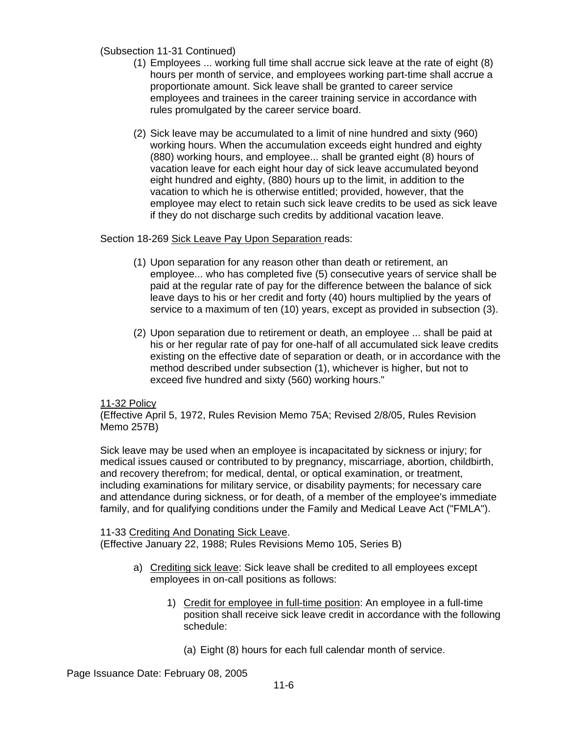(Subsection 11-31 Continued)

(1) Employees ... working full time shall accrue sick leave at the rate of eight (8) hours per month of service, and employees working part-time shall accrue a proportionate amount. Sick leave shall be granted to career service employees and trainees in the career training service in accordance with rules promulgated by the career service board.

(2) Sick leave may be accumulated to a limit of nine hundred and sixty (960) working hours. When the accumulation exceeds eight hundred and eighty (880) working hours, and employee... shall be granted eight (8) hours of vacation leave for each eight hour day of sick leave accumulated beyond eight hundred and eighty, (880) hours up to the limit, in addition to the vacation to which he is otherwise entitled; provided, however, that the employee may elect to retain such sick leave credits to be used as sick leave if they do not discharge such credits by additional vacation leave.

Section 18-269 Sick Leave Pay Upon Separation reads:

(1) Upon separation for any reason other than death or retirement, an employee... who has completed five (5) consecutive years of service shall be paid at the regular rate of pay for the difference between the balance of sick leave days to his or her credit and forty (40) hours multiplied by the years of service to a maximum of ten (10) years, except as provided in subsection (3).

(2) Upon separation due to retirement or death, an employee ... shall be paid at his or her regular rate of pay for one-half of all accumulated sick leave credits existing on the effective date of separation or death, or in accordance with the method described under subsection (1), whichever is higher, but not to exceed five hundred and sixty (560) working hours."

11-32 Policy
(Effective April 5, 1972, Rules Revision Memo 75A; Revised 2/8/05, Rules Revision Memo 257B)

Sick leave may be used when an employee is incapacitated by sickness or injury; for medical issues caused or contributed to by pregnancy, miscarriage, abortion, childbirth, and recovery therefrom; for medical, dental, or optical examination, or treatment, including examinations for military service, or disability payments; for necessary care and attendance during sickness, or for death, of a member of the employee's immediate family, and for qualifying conditions under the Family and Medical Leave Act ("FMLA").

11-33 Crediting And Donating Sick Leave.
(Effective January 22, 1988; Rules Revisions Memo 105, Series B)

a) Crediting sick leave: Sick leave shall be credited to all employees except employees in on-call positions as follows:

   1) Credit for employee in full-time position: An employee in a full-time position shall receive sick leave credit in accordance with the following schedule:

      (a) Eight (8) hours for each full calendar month of service.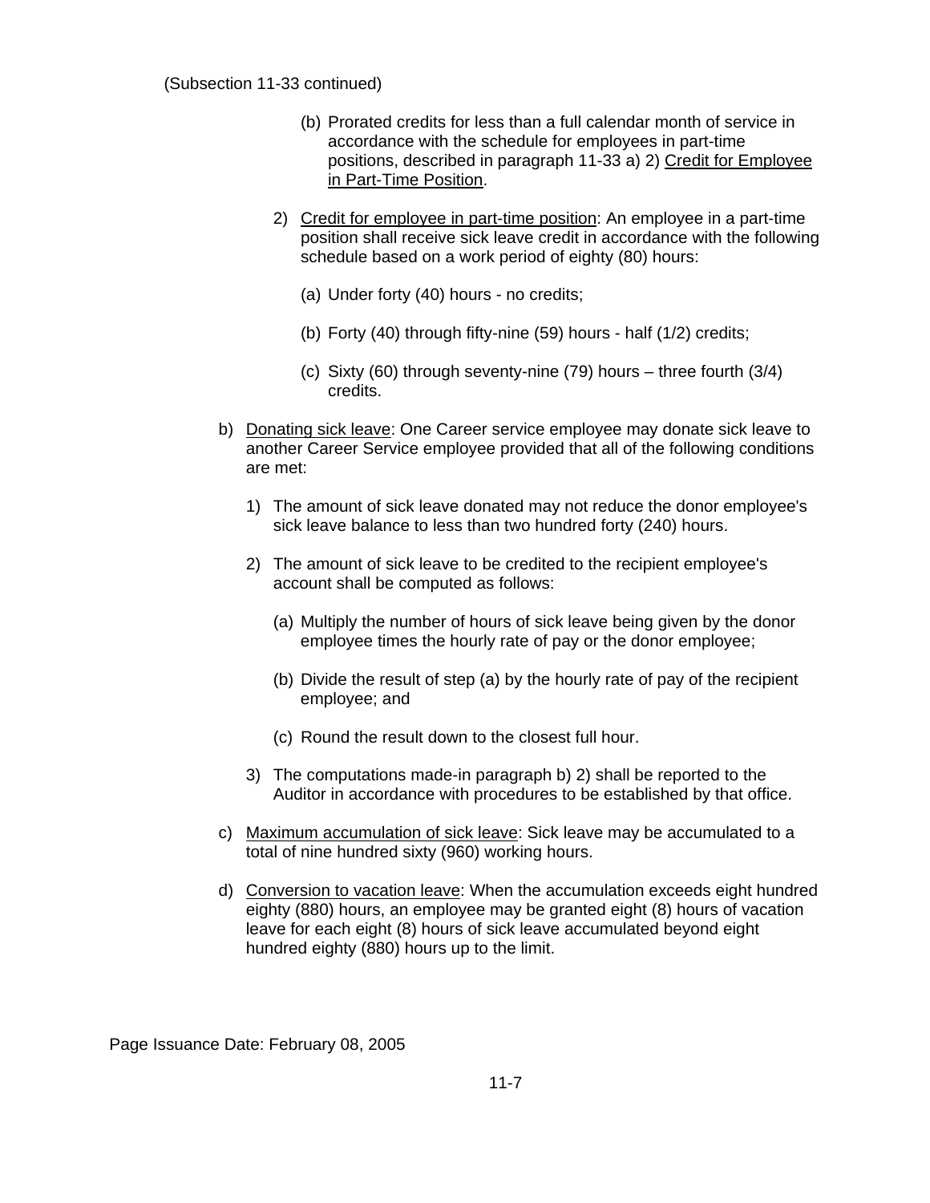(Subsection 11-33 continued)

(b) Prorated credits for less than a full calendar month of service in accordance with the schedule for employees in part-time positions, described in paragraph 11-33 a) 2) <u>Credit for Employee in Part-Time Position</u>.

2) <u>Credit for employee in part-time position</u>: An employee in a part-time position shall receive sick leave credit in accordance with the following schedule based on a work period of eighty (80) hours:

(a) Under forty (40) hours - no credits;

(b) Forty (40) through fifty-nine (59) hours - half (1/2) credits;

(c) Sixty (60) through seventy-nine (79) hours – three fourth (3/4) credits.

b) <u>Donating sick leave</u>: One Career service employee may donate sick leave to another Career Service employee provided that all of the following conditions are met:

1) The amount of sick leave donated may not reduce the donor employee's sick leave balance to less than two hundred forty (240) hours.

2) The amount of sick leave to be credited to the recipient employee's account shall be computed as follows:

(a) Multiply the number of hours of sick leave being given by the donor employee times the hourly rate of pay or the donor employee;

(b) Divide the result of step (a) by the hourly rate of pay of the recipient employee; and

(c) Round the result down to the closest full hour.

3) The computations made-in paragraph b) 2) shall be reported to the Auditor in accordance with procedures to be established by that office.

c) <u>Maximum accumulation of sick leave</u>: Sick leave may be accumulated to a total of nine hundred sixty (960) working hours.

d) <u>Conversion to vacation leave</u>: When the accumulation exceeds eight hundred eighty (880) hours, an employee may be granted eight (8) hours of vacation leave for each eight (8) hours of sick leave accumulated beyond eight hundred eighty (880) hours up to the limit.

Page Issuance Date: February 08, 2005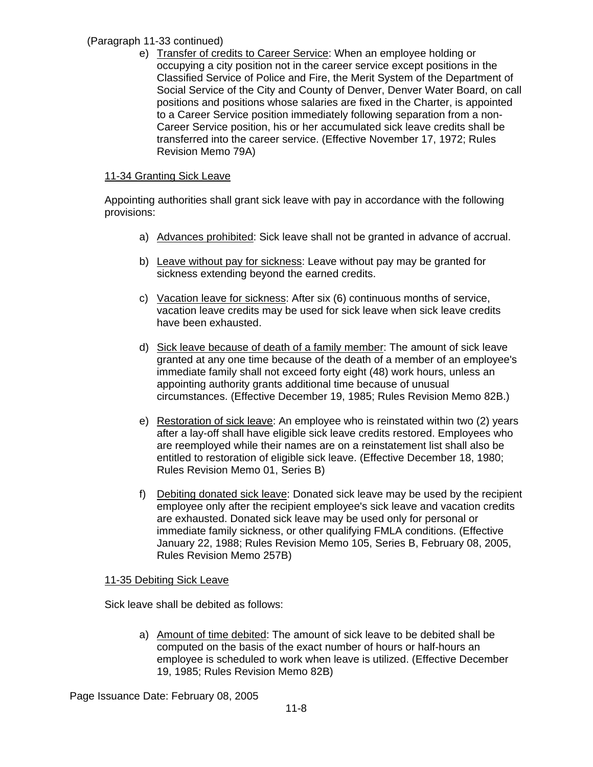(Paragraph 11-33 continued)

e) Transfer of credits to Career Service: When an employee holding or occupying a city position not in the career service except positions in the Classified Service of Police and Fire, the Merit System of the Department of Social Service of the City and County of Denver, Denver Water Board, on call positions and positions whose salaries are fixed in the Charter, is appointed to a Career Service position immediately following separation from a non-Career Service position, his or her accumulated sick leave credits shall be transferred into the career service. (Effective November 17, 1972; Rules Revision Memo 79A)

11-34 Granting Sick Leave

Appointing authorities shall grant sick leave with pay in accordance with the following provisions:

a) Advances prohibited: Sick leave shall not be granted in advance of accrual.

b) Leave without pay for sickness: Leave without pay may be granted for sickness extending beyond the earned credits.

c) Vacation leave for sickness: After six (6) continuous months of service, vacation leave credits may be used for sick leave when sick leave credits have been exhausted.

d) Sick leave because of death of a family member: The amount of sick leave granted at any one time because of the death of a member of an employee's immediate family shall not exceed forty eight (48) work hours, unless an appointing authority grants additional time because of unusual circumstances. (Effective December 19, 1985; Rules Revision Memo 82B.)

e) Restoration of sick leave: An employee who is reinstated within two (2) years after a lay-off shall have eligible sick leave credits restored. Employees who are reemployed while their names are on a reinstatement list shall also be entitled to restoration of eligible sick leave. (Effective December 18, 1980; Rules Revision Memo 01, Series B)

f) Debiting donated sick leave: Donated sick leave may be used by the recipient employee only after the recipient employee's sick leave and vacation credits are exhausted. Donated sick leave may be used only for personal or immediate family sickness, or other qualifying FMLA conditions. (Effective January 22, 1988; Rules Revision Memo 105, Series B, February 08, 2005, Rules Revision Memo 257B)

11-35 Debiting Sick Leave

Sick leave shall be debited as follows:

a) Amount of time debited: The amount of sick leave to be debited shall be computed on the basis of the exact number of hours or half-hours an employee is scheduled to work when leave is utilized. (Effective December 19, 1985; Rules Revision Memo 82B)

Page Issuance Date: February 08, 2005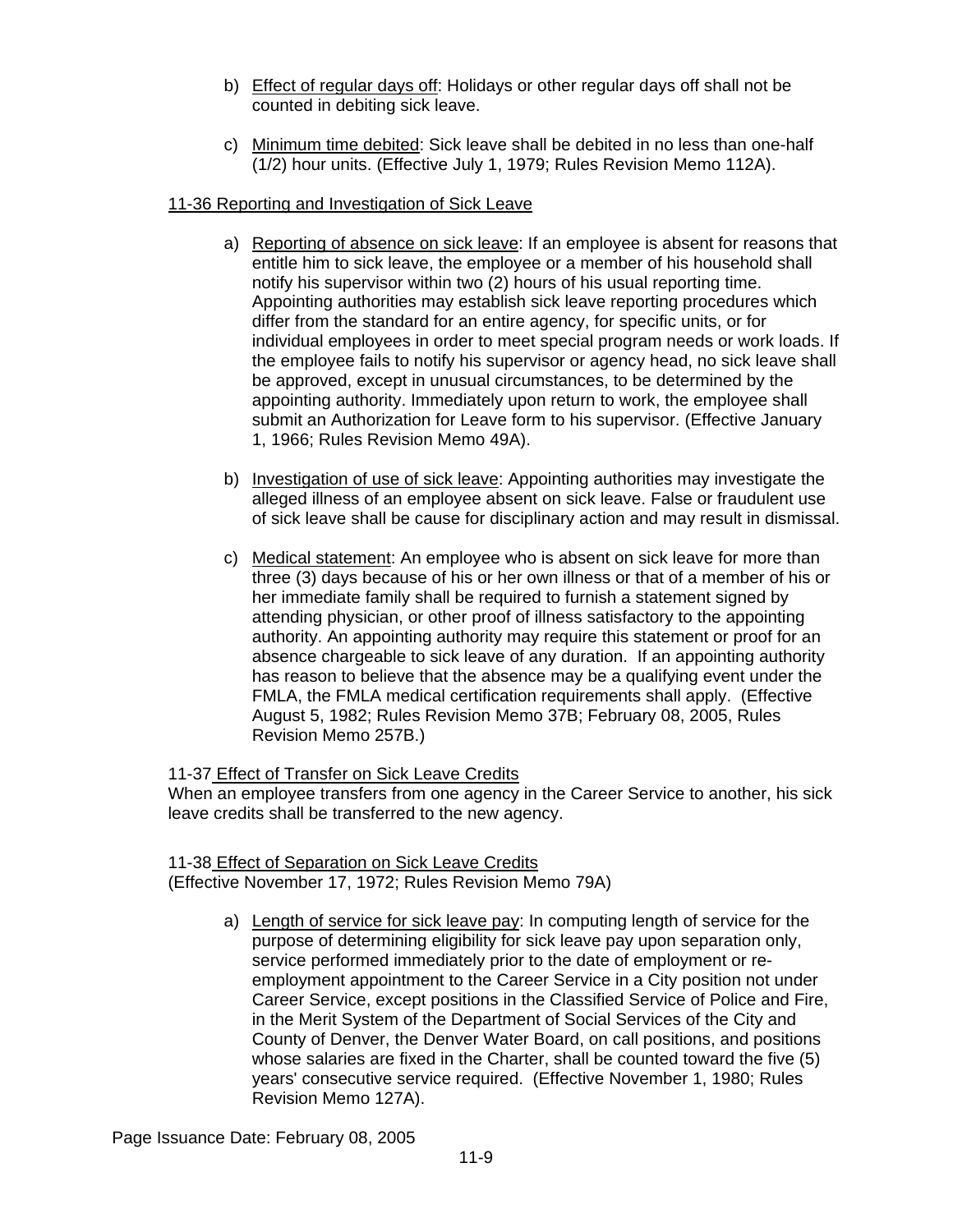b) Effect of regular days off: Holidays or other regular days off shall not be counted in debiting sick leave.

c) Minimum time debited: Sick leave shall be debited in no less than one-half (1/2) hour units. (Effective July 1, 1979; Rules Revision Memo 112A).

## 11-36 Reporting and Investigation of Sick Leave

a) Reporting of absence on sick leave: If an employee is absent for reasons that entitle him to sick leave, the employee or a member of his household shall notify his supervisor within two (2) hours of his usual reporting time. Appointing authorities may establish sick leave reporting procedures which differ from the standard for an entire agency, for specific units, or for individual employees in order to meet special program needs or work loads. If the employee fails to notify his supervisor or agency head, no sick leave shall be approved, except in unusual circumstances, to be determined by the appointing authority. Immediately upon return to work, the employee shall submit an Authorization for Leave form to his supervisor. (Effective January 1, 1966; Rules Revision Memo 49A).

b) Investigation of use of sick leave: Appointing authorities may investigate the alleged illness of an employee absent on sick leave. False or fraudulent use of sick leave shall be cause for disciplinary action and may result in dismissal.

c) Medical statement: An employee who is absent on sick leave for more than three (3) days because of his or her own illness or that of a member of his or her immediate family shall be required to furnish a statement signed by attending physician, or other proof of illness satisfactory to the appointing authority. An appointing authority may require this statement or proof for an absence chargeable to sick leave of any duration. If an appointing authority has reason to believe that the absence may be a qualifying event under the FMLA, the FMLA medical certification requirements shall apply. (Effective August 5, 1982; Rules Revision Memo 37B; February 08, 2005, Rules Revision Memo 257B.)

## 11-37 Effect of Transfer on Sick Leave Credits

When an employee transfers from one agency in the Career Service to another, his sick leave credits shall be transferred to the new agency.

## 11-38 Effect of Separation on Sick Leave Credits

(Effective November 17, 1972; Rules Revision Memo 79A)

a) Length of service for sick leave pay: In computing length of service for the purpose of determining eligibility for sick leave pay upon separation only, service performed immediately prior to the date of employment or re-employment appointment to the Career Service in a City position not under Career Service, except positions in the Classified Service of Police and Fire, in the Merit System of the Department of Social Services of the City and County of Denver, the Denver Water Board, on call positions, and positions whose salaries are fixed in the Charter, shall be counted toward the five (5) years' consecutive service required. (Effective November 1, 1980; Rules Revision Memo 127A).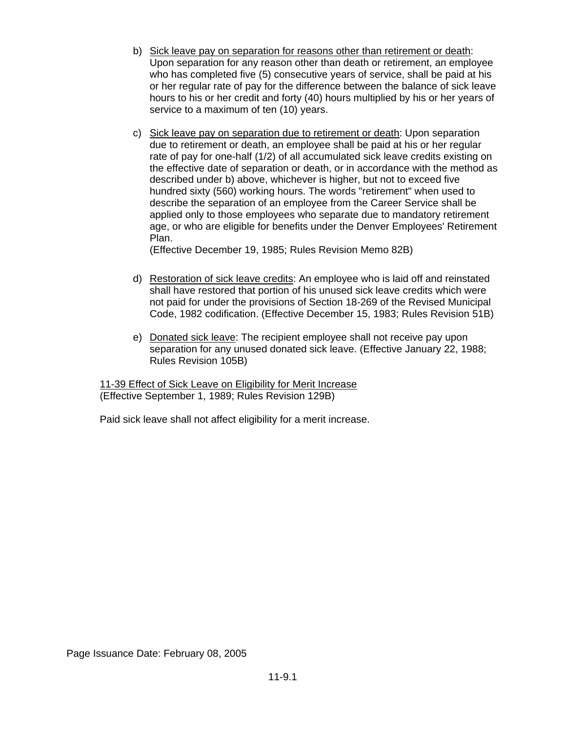b) Sick leave pay on separation for reasons other than retirement or death: Upon separation for any reason other than death or retirement, an employee who has completed five (5) consecutive years of service, shall be paid at his or her regular rate of pay for the difference between the balance of sick leave hours to his or her credit and forty (40) hours multiplied by his or her years of service to a maximum of ten (10) years.

c) Sick leave pay on separation due to retirement or death: Upon separation due to retirement or death, an employee shall be paid at his or her regular rate of pay for one-half (1/2) of all accumulated sick leave credits existing on the effective date of separation or death, or in accordance with the method as described under b) above, whichever is higher, but not to exceed five hundred sixty (560) working hours. The words "retirement" when used to describe the separation of an employee from the Career Service shall be applied only to those employees who separate due to mandatory retirement age, or who are eligible for benefits under the Denver Employees' Retirement Plan.
(Effective December 19, 1985; Rules Revision Memo 82B)

d) Restoration of sick leave credits: An employee who is laid off and reinstated shall have restored that portion of his unused sick leave credits which were not paid for under the provisions of Section 18-269 of the Revised Municipal Code, 1982 codification. (Effective December 15, 1983; Rules Revision 51B)

e) Donated sick leave: The recipient employee shall not receive pay upon separation for any unused donated sick leave. (Effective January 22, 1988; Rules Revision 105B)

11-39 Effect of Sick Leave on Eligibility for Merit Increase
(Effective September 1, 1989; Rules Revision 129B)

Paid sick leave shall not affect eligibility for a merit increase.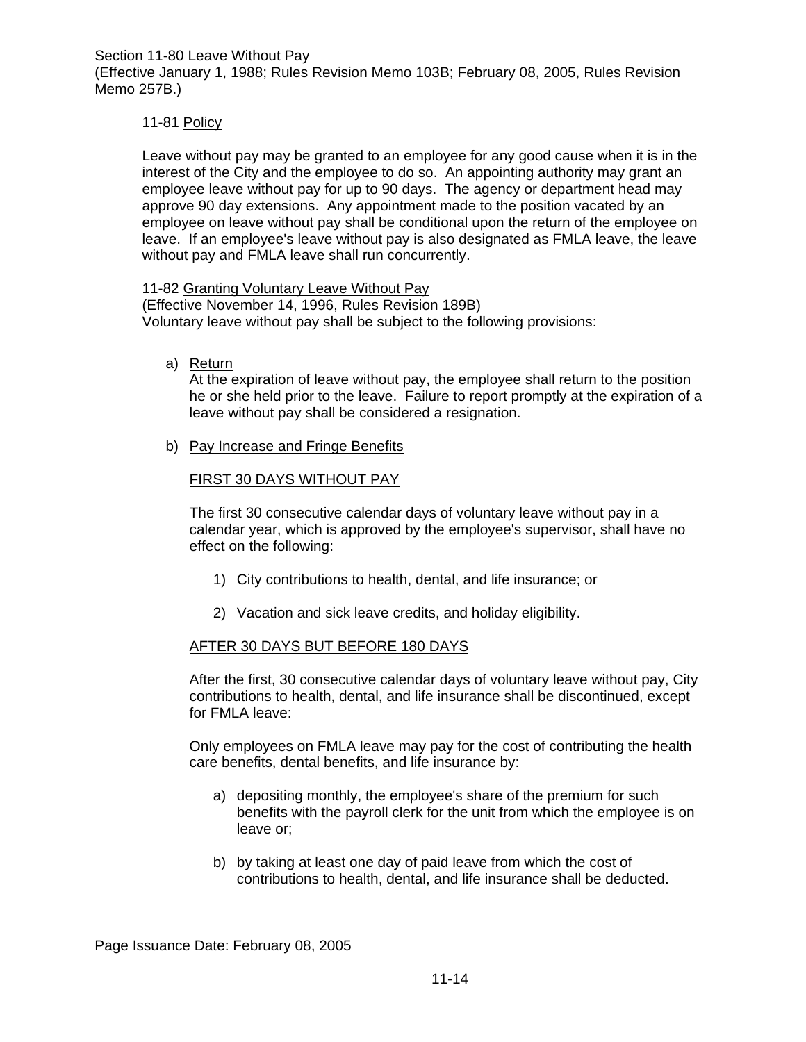## Section 11-80 Leave Without Pay

(Effective January 1, 1988; Rules Revision Memo 103B; February 08, 2005, Rules Revision Memo 257B.)

### 11-81 Policy

Leave without pay may be granted to an employee for any good cause when it is in the interest of the City and the employee to do so. An appointing authority may grant an employee leave without pay for up to 90 days. The agency or department head may approve 90 day extensions. Any appointment made to the position vacated by an employee on leave without pay shall be conditional upon the return of the employee on leave. If an employee's leave without pay is also designated as FMLA leave, the leave without pay and FMLA leave shall run concurrently.

### 11-82 Granting Voluntary Leave Without Pay

(Effective November 14, 1996, Rules Revision 189B)

Voluntary leave without pay shall be subject to the following provisions:

a) Return

At the expiration of leave without pay, the employee shall return to the position he or she held prior to the leave. Failure to report promptly at the expiration of a leave without pay shall be considered a resignation.

b) Pay Increase and Fringe Benefits

FIRST 30 DAYS WITHOUT PAY

The first 30 consecutive calendar days of voluntary leave without pay in a calendar year, which is approved by the employee's supervisor, shall have no effect on the following:

1) City contributions to health, dental, and life insurance; or

2) Vacation and sick leave credits, and holiday eligibility.

AFTER 30 DAYS BUT BEFORE 180 DAYS

After the first, 30 consecutive calendar days of voluntary leave without pay, City contributions to health, dental, and life insurance shall be discontinued, except for FMLA leave:

Only employees on FMLA leave may pay for the cost of contributing the health care benefits, dental benefits, and life insurance by:

a) depositing monthly, the employee's share of the premium for such benefits with the payroll clerk for the unit from which the employee is on leave or;

b) by taking at least one day of paid leave from which the cost of contributions to health, dental, and life insurance shall be deducted.

Page Issuance Date: February 08, 2005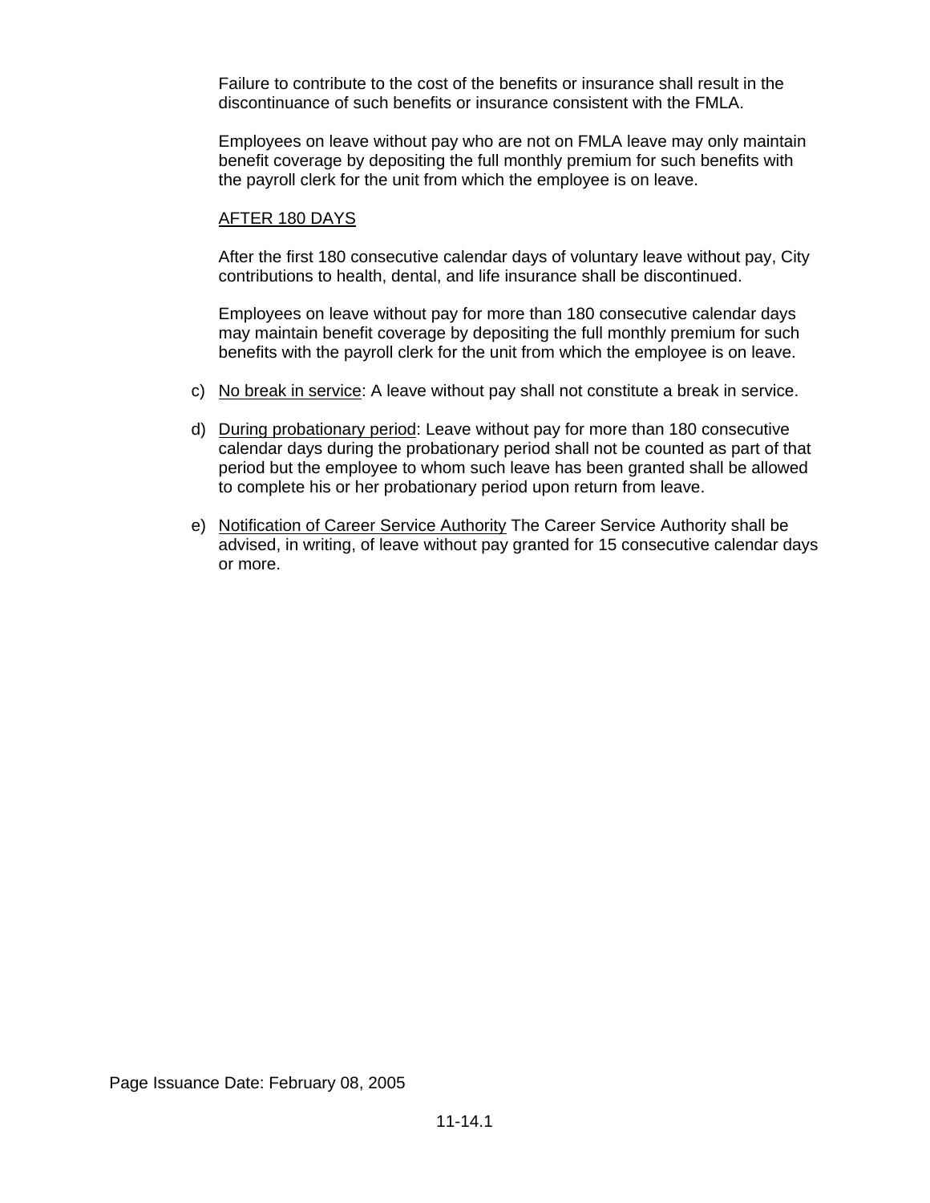Failure to contribute to the cost of the benefits or insurance shall result in the discontinuance of such benefits or insurance consistent with the FMLA.

Employees on leave without pay who are not on FMLA leave may only maintain benefit coverage by depositing the full monthly premium for such benefits with the payroll clerk for the unit from which the employee is on leave.

<u>AFTER 180 DAYS</u>

After the first 180 consecutive calendar days of voluntary leave without pay, City contributions to health, dental, and life insurance shall be discontinued.

Employees on leave without pay for more than 180 consecutive calendar days may maintain benefit coverage by depositing the full monthly premium for such benefits with the payroll clerk for the unit from which the employee is on leave.

c) <u>No break in service</u>: A leave without pay shall not constitute a break in service.

d) <u>During probationary period</u>: Leave without pay for more than 180 consecutive calendar days during the probationary period shall not be counted as part of that period but the employee to whom such leave has been granted shall be allowed to complete his or her probationary period upon return from leave.

e) <u>Notification of Career Service Authority</u> The Career Service Authority shall be advised, in writing, of leave without pay granted for 15 consecutive calendar days or more.

Page Issuance Date: February 08, 2005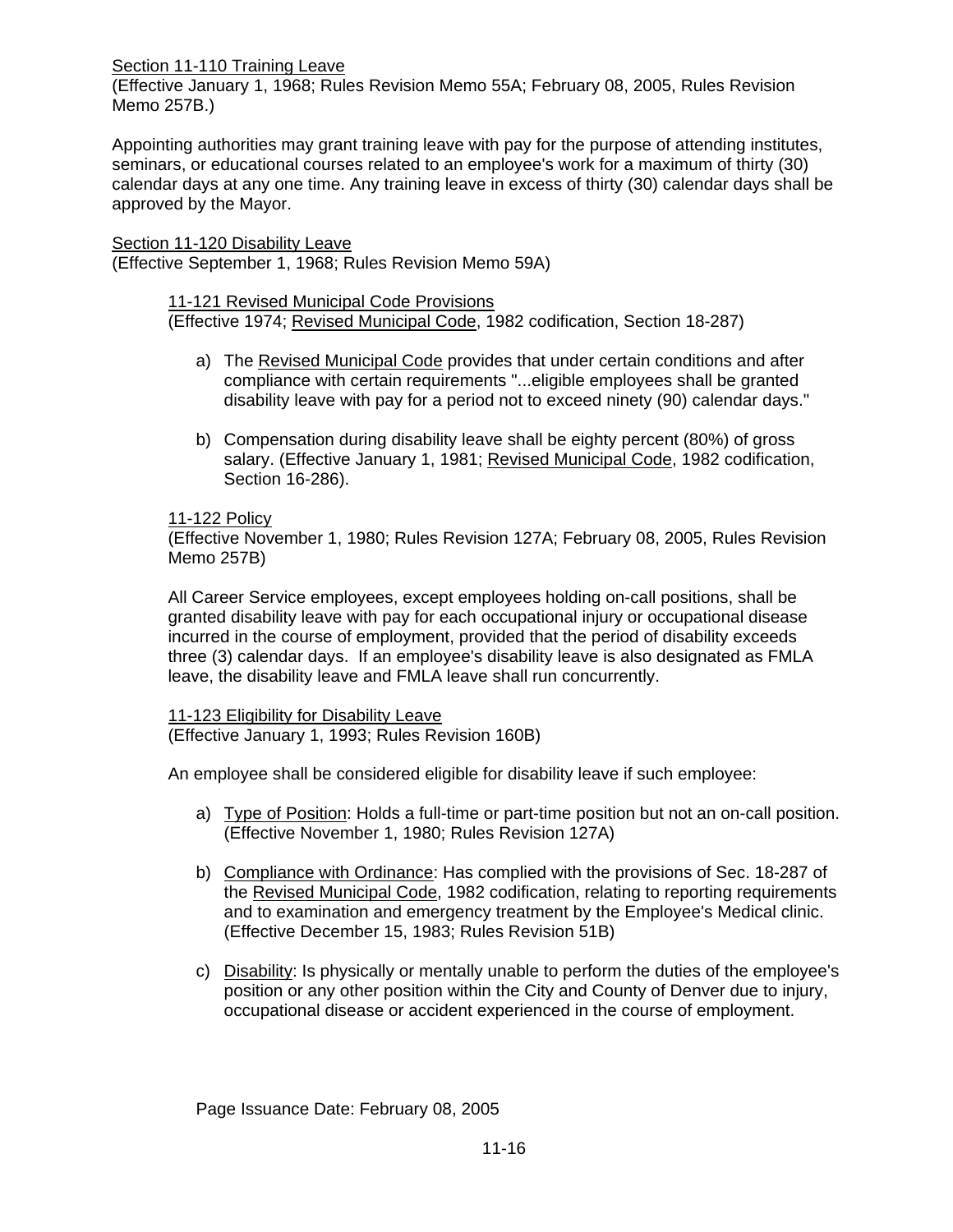## Section 11-110 Training Leave

(Effective January 1, 1968; Rules Revision Memo 55A; February 08, 2005, Rules Revision Memo 257B.)

Appointing authorities may grant training leave with pay for the purpose of attending institutes, seminars, or educational courses related to an employee's work for a maximum of thirty (30) calendar days at any one time. Any training leave in excess of thirty (30) calendar days shall be approved by the Mayor.

## Section 11-120 Disability Leave

(Effective September 1, 1968; Rules Revision Memo 59A)

### 11-121 Revised Municipal Code Provisions

(Effective 1974; Revised Municipal Code, 1982 codification, Section 18-287)

a) The Revised Municipal Code provides that under certain conditions and after compliance with certain requirements "...eligible employees shall be granted disability leave with pay for a period not to exceed ninety (90) calendar days."

b) Compensation during disability leave shall be eighty percent (80%) of gross salary. (Effective January 1, 1981; Revised Municipal Code, 1982 codification, Section 16-286).

### 11-122 Policy

(Effective November 1, 1980; Rules Revision 127A; February 08, 2005, Rules Revision Memo 257B)

All Career Service employees, except employees holding on-call positions, shall be granted disability leave with pay for each occupational injury or occupational disease incurred in the course of employment, provided that the period of disability exceeds three (3) calendar days. If an employee's disability leave is also designated as FMLA leave, the disability leave and FMLA leave shall run concurrently.

### 11-123 Eligibility for Disability Leave

(Effective January 1, 1993; Rules Revision 160B)

An employee shall be considered eligible for disability leave if such employee:

a) Type of Position: Holds a full-time or part-time position but not an on-call position. (Effective November 1, 1980; Rules Revision 127A)

b) Compliance with Ordinance: Has complied with the provisions of Sec. 18-287 of the Revised Municipal Code, 1982 codification, relating to reporting requirements and to examination and emergency treatment by the Employee's Medical clinic. (Effective December 15, 1983; Rules Revision 51B)

c) Disability: Is physically or mentally unable to perform the duties of the employee's position or any other position within the City and County of Denver due to injury, occupational disease or accident experienced in the course of employment.

Page Issuance Date: February 08, 2005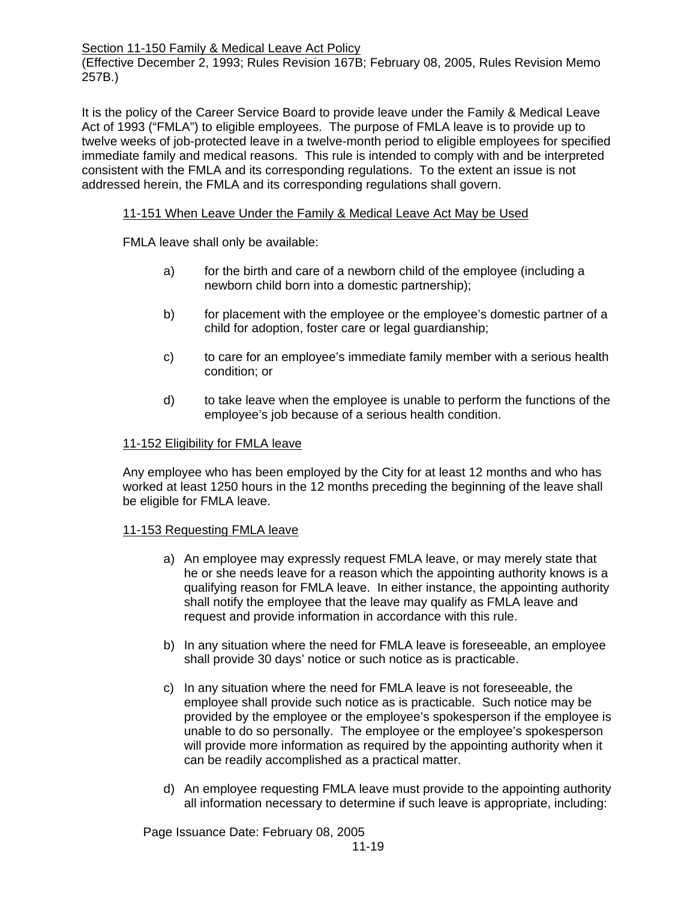Section 11-150 Family & Medical Leave Act Policy
(Effective December 2, 1993; Rules Revision 167B; February 08, 2005, Rules Revision Memo 257B.)

It is the policy of the Career Service Board to provide leave under the Family & Medical Leave Act of 1993 ("FMLA") to eligible employees. The purpose of FMLA leave is to provide up to twelve weeks of job-protected leave in a twelve-month period to eligible employees for specified immediate family and medical reasons. This rule is intended to comply with and be interpreted consistent with the FMLA and its corresponding regulations. To the extent an issue is not addressed herein, the FMLA and its corresponding regulations shall govern.

11-151 When Leave Under the Family & Medical Leave Act May be Used

FMLA leave shall only be available:

a) for the birth and care of a newborn child of the employee (including a newborn child born into a domestic partnership);

b) for placement with the employee or the employee's domestic partner of a child for adoption, foster care or legal guardianship;

c) to care for an employee's immediate family member with a serious health condition; or

d) to take leave when the employee is unable to perform the functions of the employee's job because of a serious health condition.

11-152 Eligibility for FMLA leave

Any employee who has been employed by the City for at least 12 months and who has worked at least 1250 hours in the 12 months preceding the beginning of the leave shall be eligible for FMLA leave.

11-153 Requesting FMLA leave

a) An employee may expressly request FMLA leave, or may merely state that he or she needs leave for a reason which the appointing authority knows is a qualifying reason for FMLA leave. In either instance, the appointing authority shall notify the employee that the leave may qualify as FMLA leave and request and provide information in accordance with this rule.

b) In any situation where the need for FMLA leave is foreseeable, an employee shall provide 30 days' notice or such notice as is practicable.

c) In any situation where the need for FMLA leave is not foreseeable, the employee shall provide such notice as is practicable. Such notice may be provided by the employee or the employee's spokesperson if the employee is unable to do so personally. The employee or the employee's spokesperson will provide more information as required by the appointing authority when it can be readily accomplished as a practical matter.

d) An employee requesting FMLA leave must provide to the appointing authority all information necessary to determine if such leave is appropriate, including: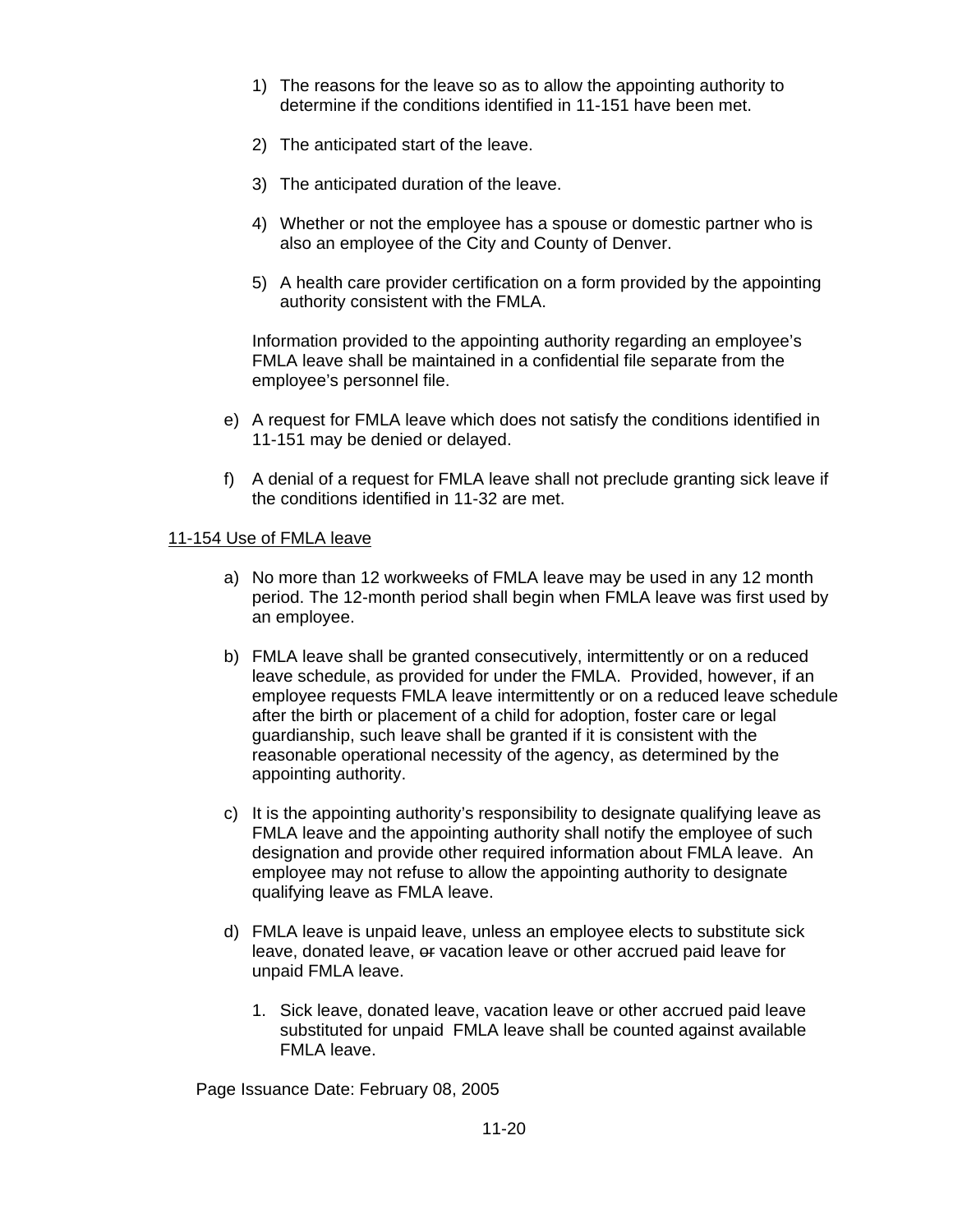1) The reasons for the leave so as to allow the appointing authority to determine if the conditions identified in 11-151 have been met.

2) The anticipated start of the leave.

3) The anticipated duration of the leave.

4) Whether or not the employee has a spouse or domestic partner who is also an employee of the City and County of Denver.

5) A health care provider certification on a form provided by the appointing authority consistent with the FMLA.

Information provided to the appointing authority regarding an employee's FMLA leave shall be maintained in a confidential file separate from the employee's personnel file.

e) A request for FMLA leave which does not satisfy the conditions identified in 11-151 may be denied or delayed.

f) A denial of a request for FMLA leave shall not preclude granting sick leave if the conditions identified in 11-32 are met.

<u>11-154 Use of FMLA leave</u>

a) No more than 12 workweeks of FMLA leave may be used in any 12 month period. The 12-month period shall begin when FMLA leave was first used by an employee.

b) FMLA leave shall be granted consecutively, intermittently or on a reduced leave schedule, as provided for under the FMLA. Provided, however, if an employee requests FMLA leave intermittently or on a reduced leave schedule after the birth or placement of a child for adoption, foster care or legal guardianship, such leave shall be granted if it is consistent with the reasonable operational necessity of the agency, as determined by the appointing authority.

c) It is the appointing authority's responsibility to designate qualifying leave as FMLA leave and the appointing authority shall notify the employee of such designation and provide other required information about FMLA leave. An employee may not refuse to allow the appointing authority to designate qualifying leave as FMLA leave.

d) FMLA leave is unpaid leave, unless an employee elects to substitute sick leave, donated leave, ~~or~~ vacation leave or other accrued paid leave for unpaid FMLA leave.

   1. Sick leave, donated leave, vacation leave or other accrued paid leave substituted for unpaid FMLA leave shall be counted against available FMLA leave.

Page Issuance Date: February 08, 2005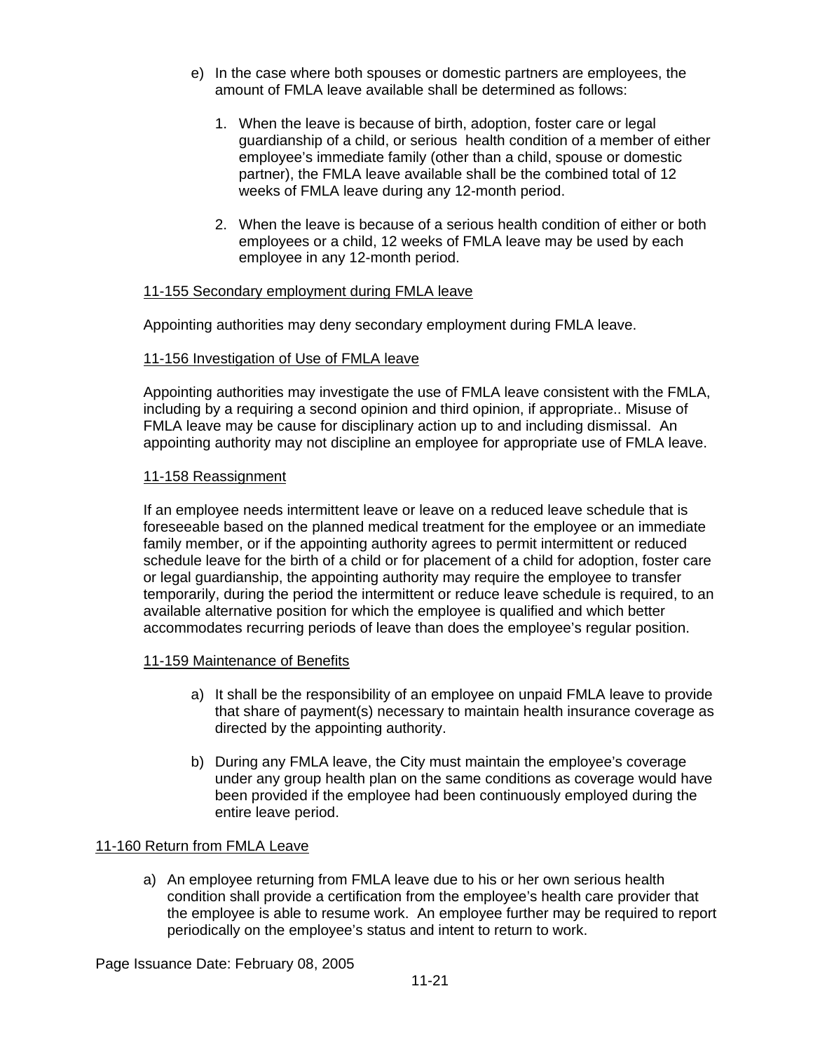e) In the case where both spouses or domestic partners are employees, the amount of FMLA leave available shall be determined as follows:

   1. When the leave is because of birth, adoption, foster care or legal guardianship of a child, or serious health condition of a member of either employee's immediate family (other than a child, spouse or domestic partner), the FMLA leave available shall be the combined total of 12 weeks of FMLA leave during any 12-month period.

   2. When the leave is because of a serious health condition of either or both employees or a child, 12 weeks of FMLA leave may be used by each employee in any 12-month period.

<u>11-155 Secondary employment during FMLA leave</u>

Appointing authorities may deny secondary employment during FMLA leave.

<u>11-156 Investigation of Use of FMLA leave</u>

Appointing authorities may investigate the use of FMLA leave consistent with the FMLA, including by a requiring a second opinion and third opinion, if appropriate.. Misuse of FMLA leave may be cause for disciplinary action up to and including dismissal. An appointing authority may not discipline an employee for appropriate use of FMLA leave.

<u>11-158 Reassignment</u>

If an employee needs intermittent leave or leave on a reduced leave schedule that is foreseeable based on the planned medical treatment for the employee or an immediate family member, or if the appointing authority agrees to permit intermittent or reduced schedule leave for the birth of a child or for placement of a child for adoption, foster care or legal guardianship, the appointing authority may require the employee to transfer temporarily, during the period the intermittent or reduce leave schedule is required, to an available alternative position for which the employee is qualified and which better accommodates recurring periods of leave than does the employee's regular position.

<u>11-159 Maintenance of Benefits</u>

a) It shall be the responsibility of an employee on unpaid FMLA leave to provide that share of payment(s) necessary to maintain health insurance coverage as directed by the appointing authority.

b) During any FMLA leave, the City must maintain the employee's coverage under any group health plan on the same conditions as coverage would have been provided if the employee had been continuously employed during the entire leave period.

<u>11-160 Return from FMLA Leave</u>

a) An employee returning from FMLA leave due to his or her own serious health condition shall provide a certification from the employee's health care provider that the employee is able to resume work. An employee further may be required to report periodically on the employee's status and intent to return to work.

Page Issuance Date: February 08, 2005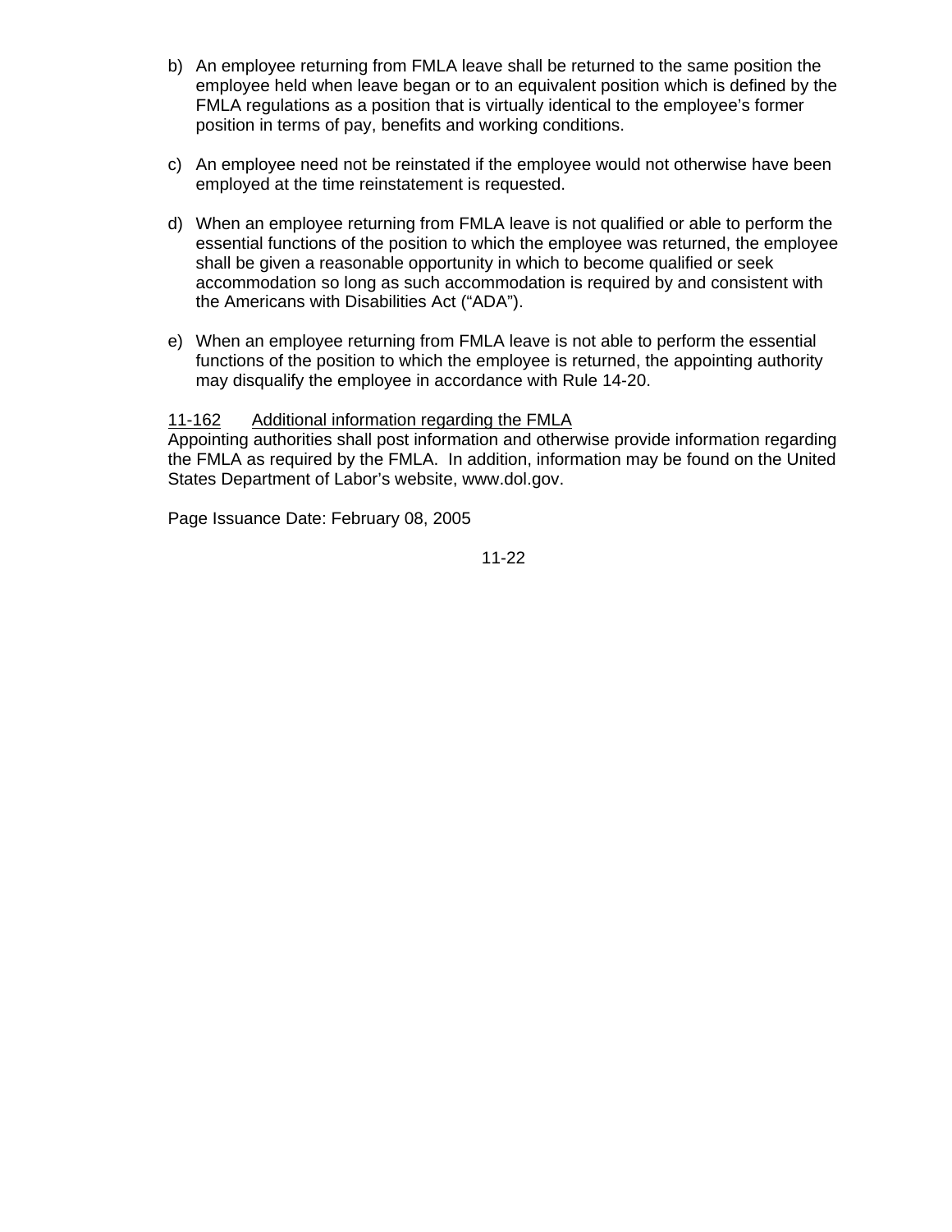b) An employee returning from FMLA leave shall be returned to the same position the employee held when leave began or to an equivalent position which is defined by the FMLA regulations as a position that is virtually identical to the employee's former position in terms of pay, benefits and working conditions.

c) An employee need not be reinstated if the employee would not otherwise have been employed at the time reinstatement is requested.

d) When an employee returning from FMLA leave is not qualified or able to perform the essential functions of the position to which the employee was returned, the employee shall be given a reasonable opportunity in which to become qualified or seek accommodation so long as such accommodation is required by and consistent with the Americans with Disabilities Act ("ADA").

e) When an employee returning from FMLA leave is not able to perform the essential functions of the position to which the employee is returned, the appointing authority may disqualify the employee in accordance with Rule 14-20.

<u>11-162</u> <u>Additional information regarding the FMLA</u>
Appointing authorities shall post information and otherwise provide information regarding the FMLA as required by the FMLA. In addition, information may be found on the United States Department of Labor's website, www.dol.gov.

Page Issuance Date: February 08, 2005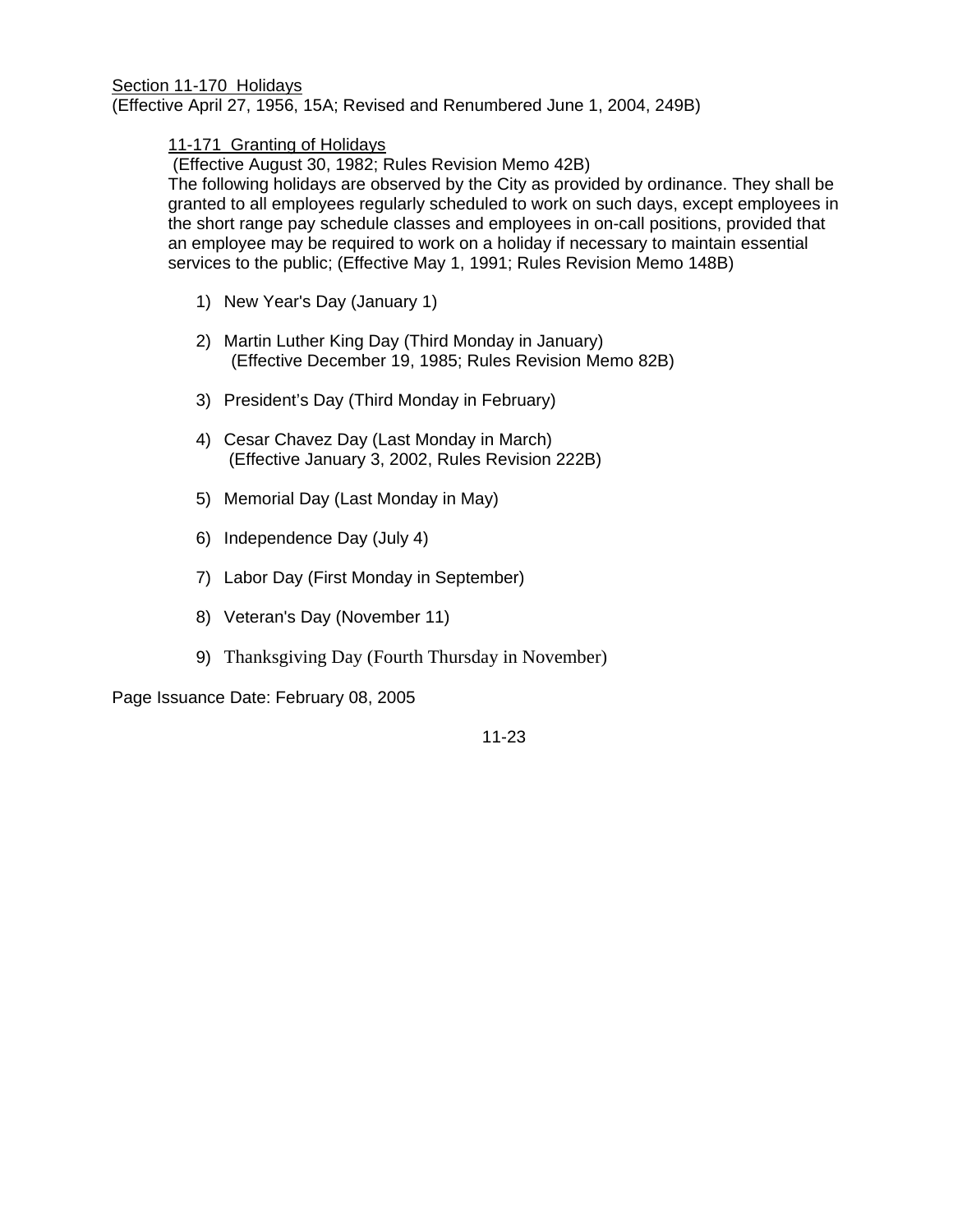## Section 11-170 Holidays

(Effective April 27, 1956, 15A; Revised and Renumbered June 1, 2004, 249B)

### 11-171 Granting of Holidays

(Effective August 30, 1982; Rules Revision Memo 42B)

The following holidays are observed by the City as provided by ordinance. They shall be granted to all employees regularly scheduled to work on such days, except employees in the short range pay schedule classes and employees in on-call positions, provided that an employee may be required to work on a holiday if necessary to maintain essential services to the public; (Effective May 1, 1991; Rules Revision Memo 148B)

1) New Year's Day (January 1)

2) Martin Luther King Day (Third Monday in January)
   (Effective December 19, 1985; Rules Revision Memo 82B)

3) President's Day (Third Monday in February)

4) Cesar Chavez Day (Last Monday in March)
   (Effective January 3, 2002, Rules Revision 222B)

5) Memorial Day (Last Monday in May)

6) Independence Day (July 4)

7) Labor Day (First Monday in September)

8) Veteran's Day (November 11)

9) Thanksgiving Day (Fourth Thursday in November)

Page Issuance Date: February 08, 2005